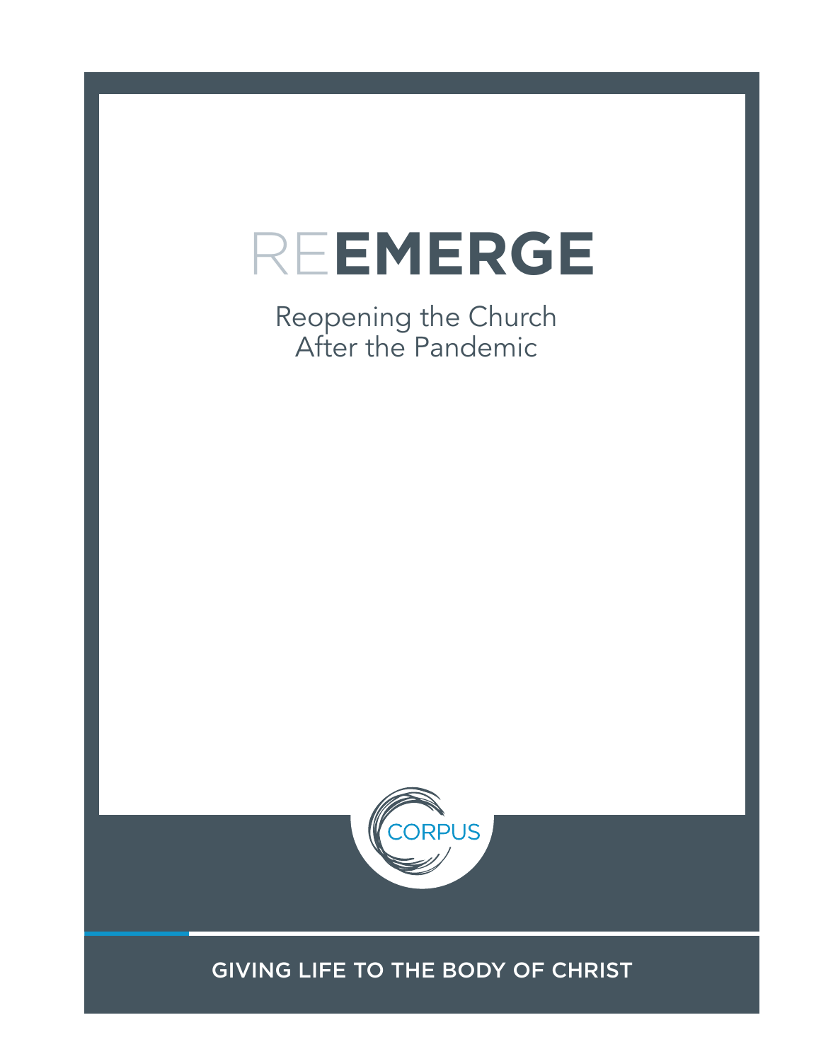# REEMERGE

Reopening the Church
After the Pandemic

CORPUS

GIVING LIFE TO THE BODY OF CHRIST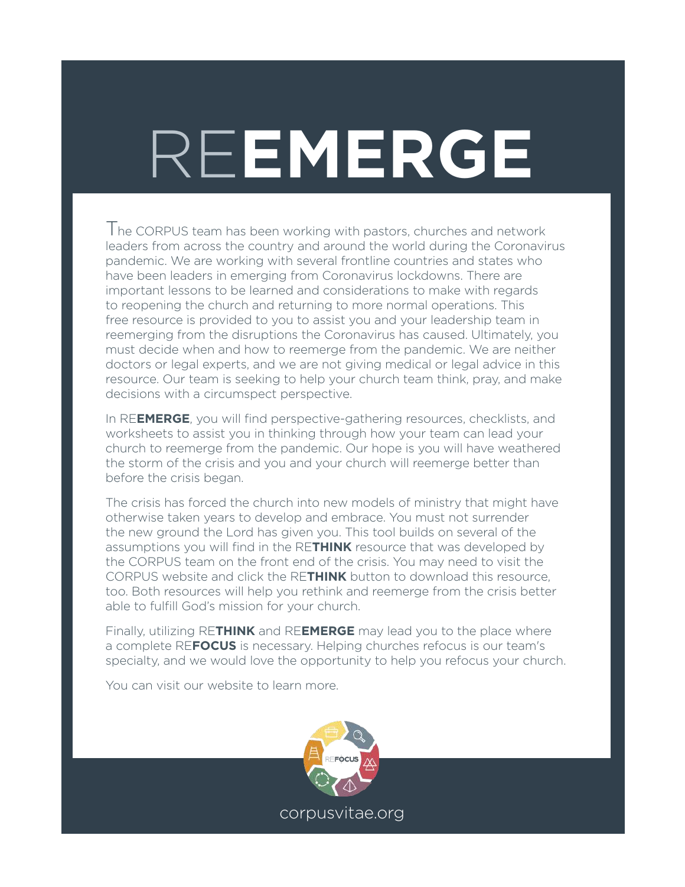# RE**EMERGE**

The CORPUS team has been working with pastors, churches and network leaders from across the country and around the world during the Coronavirus pandemic. We are working with several frontline countries and states who have been leaders in emerging from Coronavirus lockdowns. There are important lessons to be learned and considerations to make with regards to reopening the church and returning to more normal operations. This free resource is provided to you to assist you and your leadership team in reemerging from the disruptions the Coronavirus has caused. Ultimately, you must decide when and how to reemerge from the pandemic. We are neither doctors or legal experts, and we are not giving medical or legal advice in this resource. Our team is seeking to help your church team think, pray, and make decisions with a circumspect perspective.

In RE**EMERGE**, you will find perspective-gathering resources, checklists, and worksheets to assist you in thinking through how your team can lead your church to reemerge from the pandemic. Our hope is you will have weathered the storm of the crisis and you and your church will reemerge better than before the crisis began.

The crisis has forced the church into new models of ministry that might have otherwise taken years to develop and embrace. You must not surrender the new ground the Lord has given you. This tool builds on several of the assumptions you will find in the RE**THINK** resource that was developed by the CORPUS team on the front end of the crisis. You may need to visit the CORPUS website and click the RE**THINK** button to download this resource, too. Both resources will help you rethink and reemerge from the crisis better able to fulfill God's mission for your church.

Finally, utilizing RE**THINK** and RE**EMERGE** may lead you to the place where a complete RE**FOCUS** is necessary. Helping churches refocus is our team's specialty, and we would love the opportunity to help you refocus your church.

You can visit our website to learn more.

REFOCUS

corpusvitae.org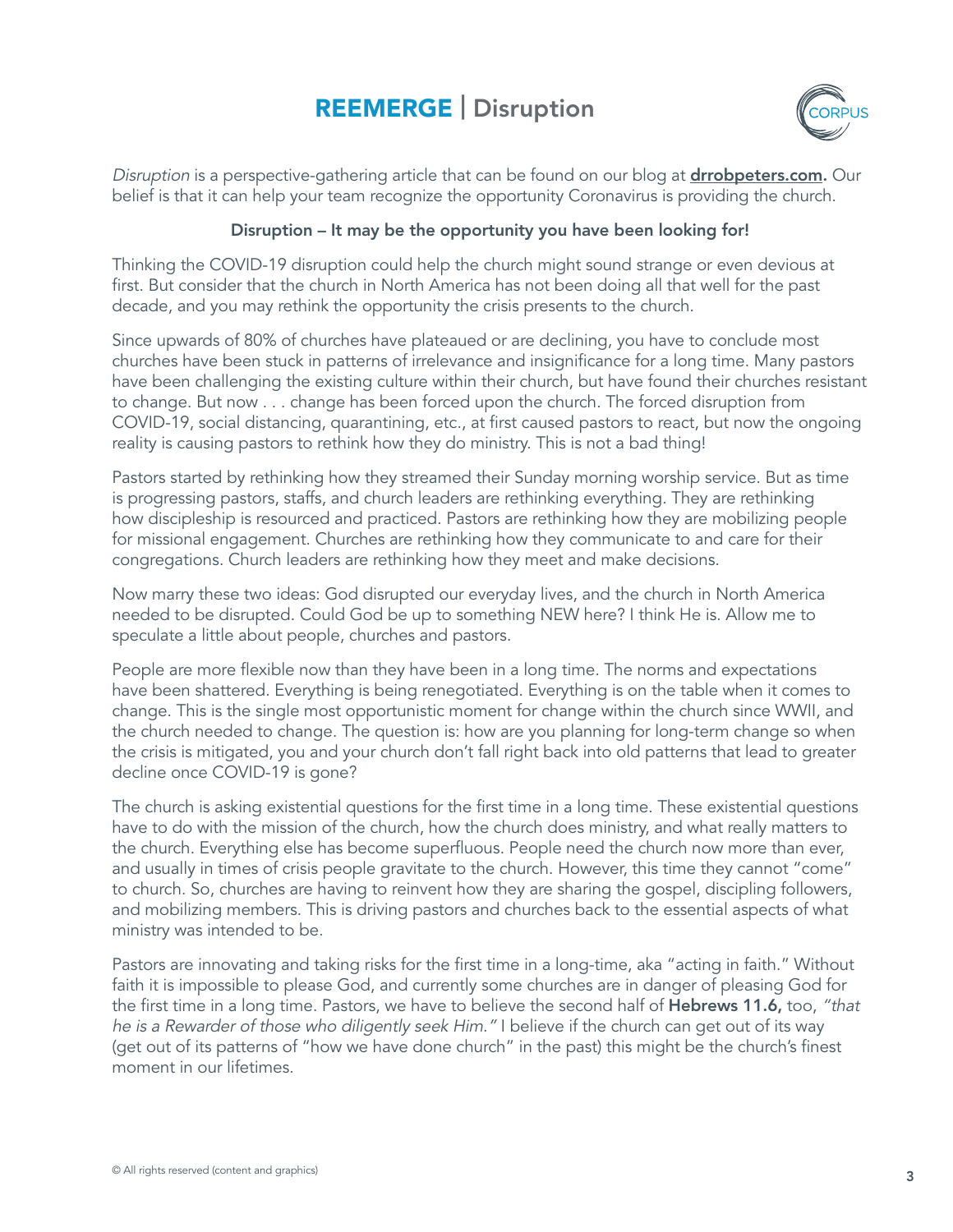# REEMERGE | Disruption

*Disruption* is a perspective-gathering article that can be found on our blog at **drrobpeters.com.** Our belief is that it can help your team recognize the opportunity Coronavirus is providing the church.

**Disruption – It may be the opportunity you have been looking for!**

Thinking the COVID-19 disruption could help the church might sound strange or even devious at first. But consider that the church in North America has not been doing all that well for the past decade, and you may rethink the opportunity the crisis presents to the church.

Since upwards of 80% of churches have plateaued or are declining, you have to conclude most churches have been stuck in patterns of irrelevance and insignificance for a long time. Many pastors have been challenging the existing culture within their church, but have found their churches resistant to change. But now . . . change has been forced upon the church. The forced disruption from COVID-19, social distancing, quarantining, etc., at first caused pastors to react, but now the ongoing reality is causing pastors to rethink how they do ministry. This is not a bad thing!

Pastors started by rethinking how they streamed their Sunday morning worship service. But as time is progressing pastors, staffs, and church leaders are rethinking everything. They are rethinking how discipleship is resourced and practiced. Pastors are rethinking how they are mobilizing people for missional engagement. Churches are rethinking how they communicate to and care for their congregations. Church leaders are rethinking how they meet and make decisions.

Now marry these two ideas: God disrupted our everyday lives, and the church in North America needed to be disrupted. Could God be up to something NEW here? I think He is. Allow me to speculate a little about people, churches and pastors.

People are more flexible now than they have been in a long time. The norms and expectations have been shattered. Everything is being renegotiated. Everything is on the table when it comes to change. This is the single most opportunistic moment for change within the church since WWII, and the church needed to change. The question is: how are you planning for long-term change so when the crisis is mitigated, you and your church don't fall right back into old patterns that lead to greater decline once COVID-19 is gone?

The church is asking existential questions for the first time in a long time. These existential questions have to do with the mission of the church, how the church does ministry, and what really matters to the church. Everything else has become superfluous. People need the church now more than ever, and usually in times of crisis people gravitate to the church. However, this time they cannot "come" to church. So, churches are having to reinvent how they are sharing the gospel, discipling followers, and mobilizing members. This is driving pastors and churches back to the essential aspects of what ministry was intended to be.

Pastors are innovating and taking risks for the first time in a long-time, aka "acting in faith." Without faith it is impossible to please God, and currently some churches are in danger of pleasing God for the first time in a long time. Pastors, we have to believe the second half of **Hebrews 11.6,** too, *"that he is a Rewarder of those who diligently seek Him."* I believe if the church can get out of its way (get out of its patterns of "how we have done church" in the past) this might be the church's finest moment in our lifetimes.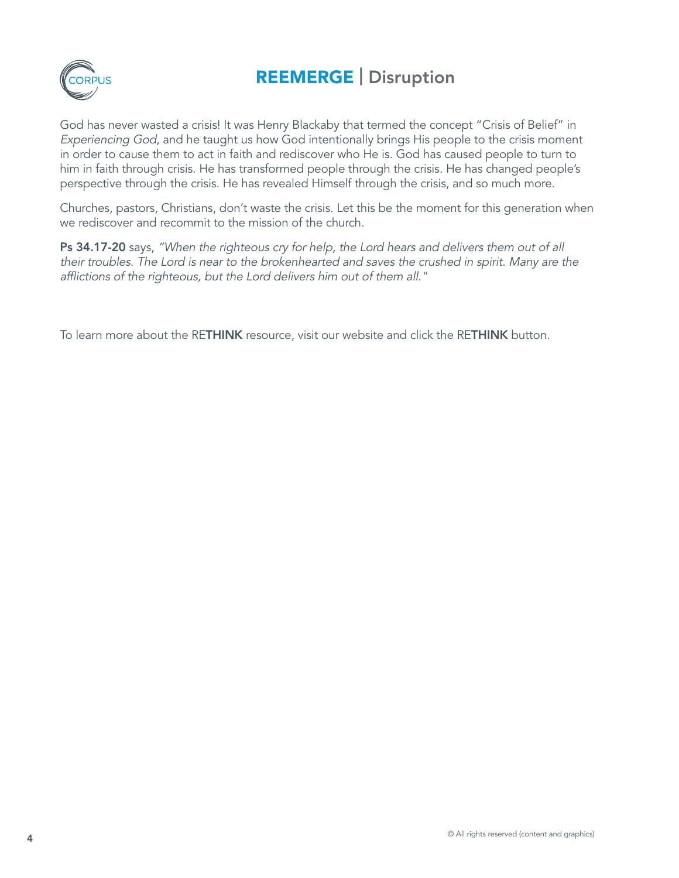# **REEMERGE** | Disruption

God has never wasted a crisis! It was Henry Blackaby that termed the concept "Crisis of Belief" in *Experiencing God*, and he taught us how God intentionally brings His people to the crisis moment in order to cause them to act in faith and rediscover who He is. God has caused people to turn to him in faith through crisis. He has transformed people through the crisis. He has changed people's perspective through the crisis. He has revealed Himself through the crisis, and so much more.

Churches, pastors, Christians, don't waste the crisis. Let this be the moment for this generation when we rediscover and recommit to the mission of the church.

**Ps 34.17-20** says, *"When the righteous cry for help, the Lord hears and delivers them out of all their troubles. The Lord is near to the brokenhearted and saves the crushed in spirit. Many are the afflictions of the righteous, but the Lord delivers him out of them all."*

To learn more about the RE**THINK** resource, visit our website and click the RE**THINK** button.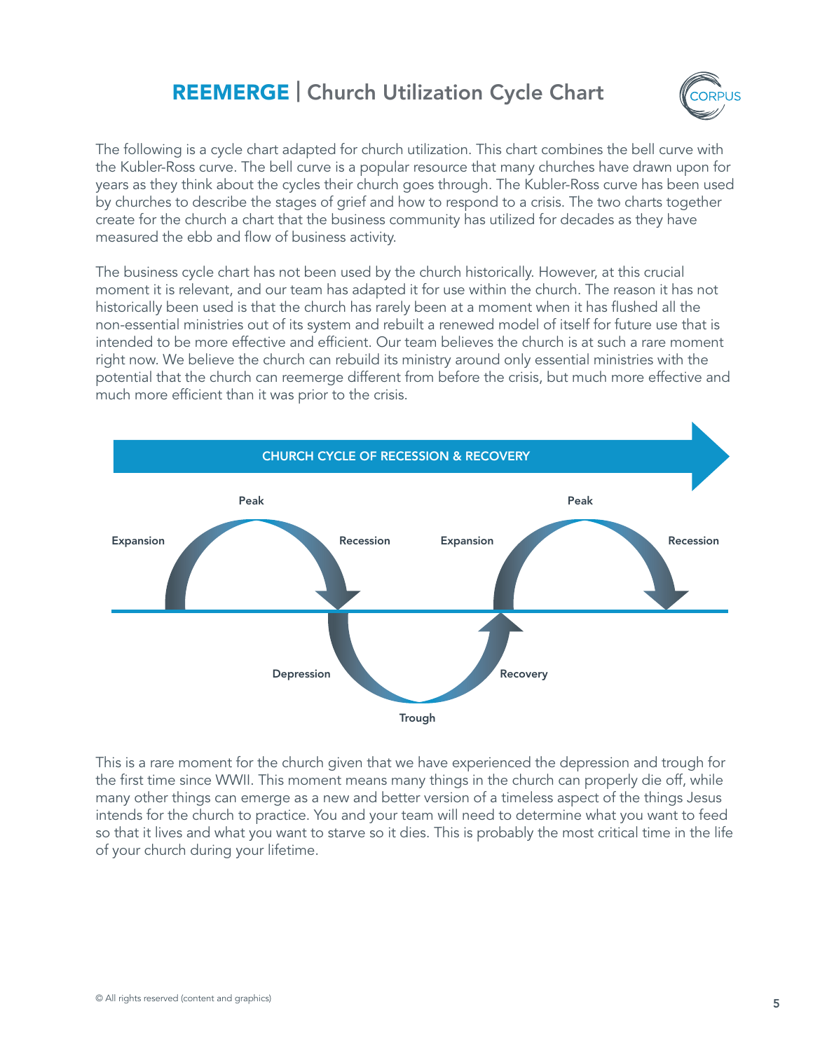# **REEMERGE** | Church Utilization Cycle Chart

The following is a cycle chart adapted for church utilization. This chart combines the bell curve with the Kubler-Ross curve. The bell curve is a popular resource that many churches have drawn upon for years as they think about the cycles their church goes through. The Kubler-Ross curve has been used by churches to describe the stages of grief and how to respond to a crisis. The two charts together create for the church a chart that the business community has utilized for decades as they have measured the ebb and flow of business activity.

The business cycle chart has not been used by the church historically. However, at this crucial moment it is relevant, and our team has adapted it for use within the church. The reason it has not historically been used is that the church has rarely been at a moment when it has flushed all the non-essential ministries out of its system and rebuilt a renewed model of itself for future use that is intended to be more effective and efficient. Our team believes the church is at such a rare moment right now. We believe the church can rebuild its ministry around only essential ministries with the potential that the church can reemerge different from before the crisis, but much more effective and much more efficient than it was prior to the crisis.

**CHURCH CYCLE OF RECESSION & RECOVERY**

Expansion → Peak → Recession → Depression → Trough → Recovery → Expansion → Peak → Recession

This is a rare moment for the church given that we have experienced the depression and trough for the first time since WWII. This moment means many things in the church can properly die off, while many other things can emerge as a new and better version of a timeless aspect of the things Jesus intends for the church to practice. You and your team will need to determine what you want to feed so that it lives and what you want to starve so it dies. This is probably the most critical time in the life of your church during your lifetime.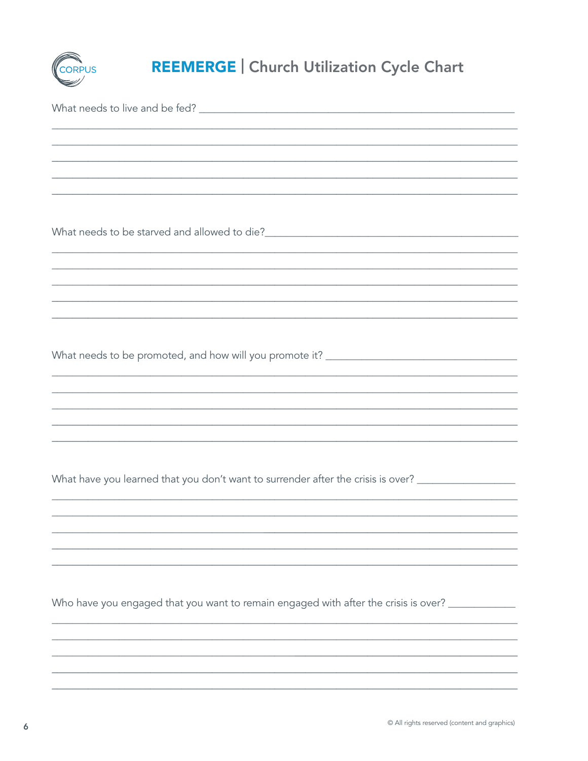# REEMERGE | Church Utilization Cycle Chart

What needs to live and be fed? ________________________________________________

________________________________________________________________________

________________________________________________________________________

________________________________________________________________________

________________________________________________________________________

________________________________________________________________________

What needs to be starved and allowed to die?____________________________________

________________________________________________________________________

________________________________________________________________________

________________________________________________________________________

________________________________________________________________________

________________________________________________________________________

What needs to be promoted, and how will you promote it? __________________________

________________________________________________________________________

________________________________________________________________________

________________________________________________________________________

________________________________________________________________________

________________________________________________________________________

What have you learned that you don't want to surrender after the crisis is over? ____________

________________________________________________________________________

________________________________________________________________________

________________________________________________________________________

________________________________________________________________________

________________________________________________________________________

Who have you engaged that you want to remain engaged with after the crisis is over? _________

________________________________________________________________________

________________________________________________________________________

________________________________________________________________________

________________________________________________________________________

________________________________________________________________________

© All rights reserved (content and graphics)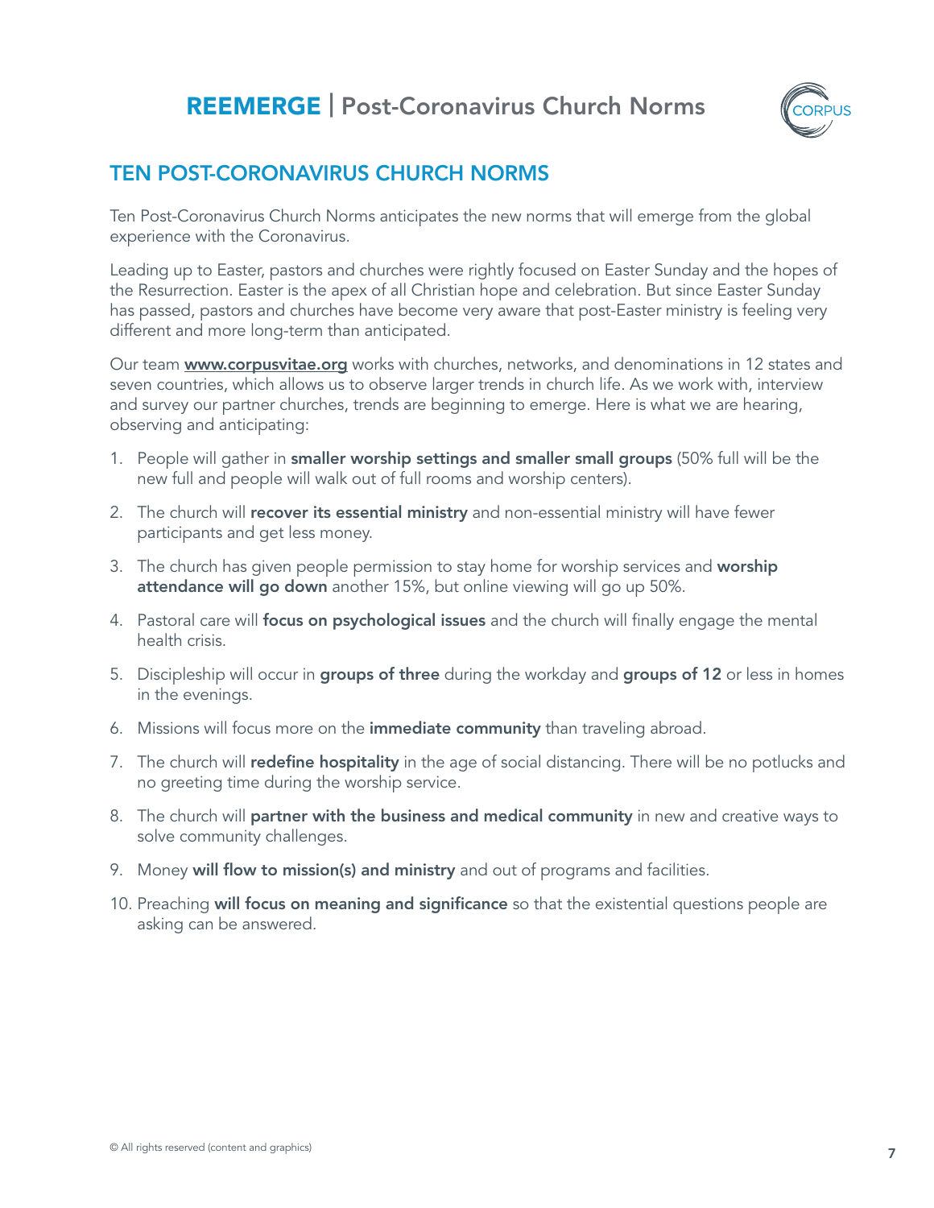## TEN POST-CORONAVIRUS CHURCH NORMS

Ten Post-Coronavirus Church Norms anticipates the new norms that will emerge from the global experience with the Coronavirus.

Leading up to Easter, pastors and churches were rightly focused on Easter Sunday and the hopes of the Resurrection. Easter is the apex of all Christian hope and celebration. But since Easter Sunday has passed, pastors and churches have become very aware that post-Easter ministry is feeling very different and more long-term than anticipated.

Our team **www.corpusvitae.org** works with churches, networks, and denominations in 12 states and seven countries, which allows us to observe larger trends in church life. As we work with, interview and survey our partner churches, trends are beginning to emerge. Here is what we are hearing, observing and anticipating:

1. People will gather in **smaller worship settings and smaller small groups** (50% full will be the new full and people will walk out of full rooms and worship centers).
2. The church will **recover its essential ministry** and non-essential ministry will have fewer participants and get less money.
3. The church has given people permission to stay home for worship services and **worship attendance will go down** another 15%, but online viewing will go up 50%.
4. Pastoral care will **focus on psychological issues** and the church will finally engage the mental health crisis.
5. Discipleship will occur in **groups of three** during the workday and **groups of 12** or less in homes in the evenings.
6. Missions will focus more on the **immediate community** than traveling abroad.
7. The church will **redefine hospitality** in the age of social distancing. There will be no potlucks and no greeting time during the worship service.
8. The church will **partner with the business and medical community** in new and creative ways to solve community challenges.
9. Money **will flow to mission(s) and ministry** and out of programs and facilities.
10. Preaching **will focus on meaning and significance** so that the existential questions people are asking can be answered.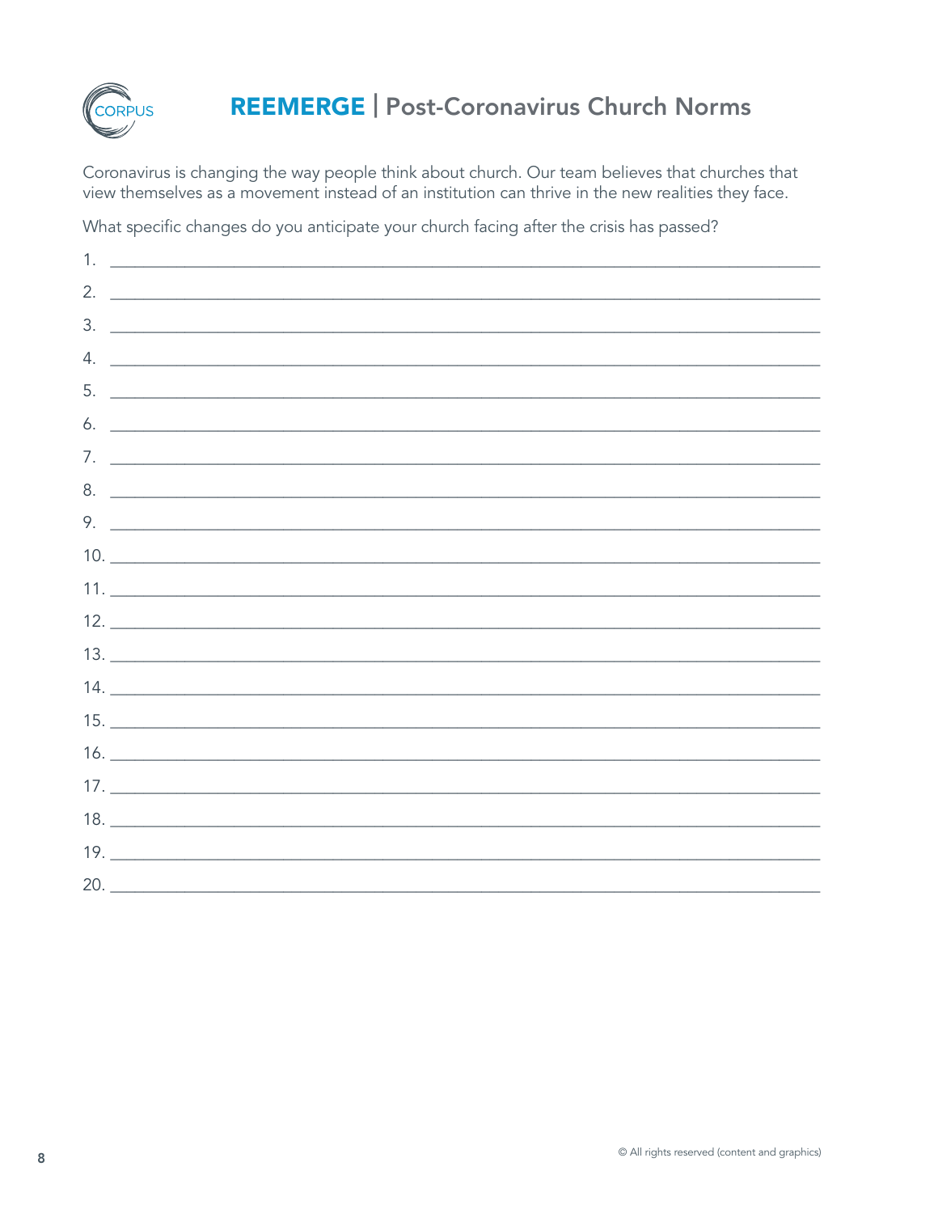# REEMERGE | Post-Coronavirus Church Norms

Coronavirus is changing the way people think about church. Our team believes that churches that view themselves as a movement instead of an institution can thrive in the new realities they face.

What specific changes do you anticipate your church facing after the crisis has passed?

1. ______________________________________________________________________
2. ______________________________________________________________________
3. ______________________________________________________________________
4. ______________________________________________________________________
5. ______________________________________________________________________
6. ______________________________________________________________________
7. ______________________________________________________________________
8. ______________________________________________________________________
9. ______________________________________________________________________
10. ______________________________________________________________________
11. ______________________________________________________________________
12. ______________________________________________________________________
13. ______________________________________________________________________
14. ______________________________________________________________________
15. ______________________________________________________________________
16. ______________________________________________________________________
17. ______________________________________________________________________
18. ______________________________________________________________________
19. ______________________________________________________________________
20. ______________________________________________________________________

© All rights reserved (content and graphics)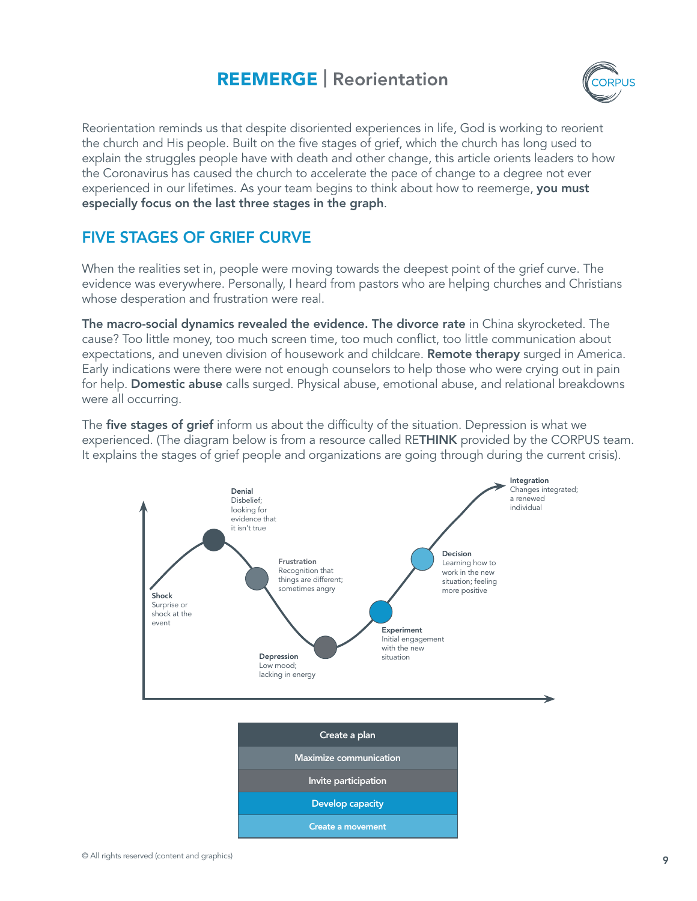# **REEMERGE** | Reorientation

Reorientation reminds us that despite disoriented experiences in life, God is working to reorient the church and His people. Built on the five stages of grief, which the church has long used to explain the struggles people have with death and other change, this article orients leaders to how the Coronavirus has caused the church to accelerate the pace of change to a degree not ever experienced in our lifetimes. As your team begins to think about how to reemerge, **you must especially focus on the last three stages in the graph**.

## FIVE STAGES OF GRIEF CURVE

When the realities set in, people were moving towards the deepest point of the grief curve. The evidence was everywhere. Personally, I heard from pastors who are helping churches and Christians whose desperation and frustration were real.

**The macro-social dynamics revealed the evidence. The divorce rate** in China skyrocketed. The cause? Too little money, too much screen time, too much conflict, too little communication about expectations, and uneven division of housework and childcare. **Remote therapy** surged in America. Early indications were there were not enough counselors to help those who were crying out in pain for help. **Domestic abuse** calls surged. Physical abuse, emotional abuse, and relational breakdowns were all occurring.

The **five stages of grief** inform us about the difficulty of the situation. Depression is what we experienced. (The diagram below is from a resource called RE**THINK** provided by the CORPUS team. It explains the stages of grief people and organizations are going through during the current crisis).

**Shock**
Surprise or shock at the event

**Denial**
Disbelief; looking for evidence that it isn't true

**Frustration**
Recognition that things are different; sometimes angry

**Depression**
Low mood; lacking in energy

**Experiment**
Initial engagement with the new situation

**Decision**
Learning how to work in the new situation; feeling more positive

**Integration**
Changes integrated; a renewed individual

| Create a plan |
|---|
| Maximize communication |
| Invite participation |
| Develop capacity |
| Create a movement |

© All rights reserved (content and graphics)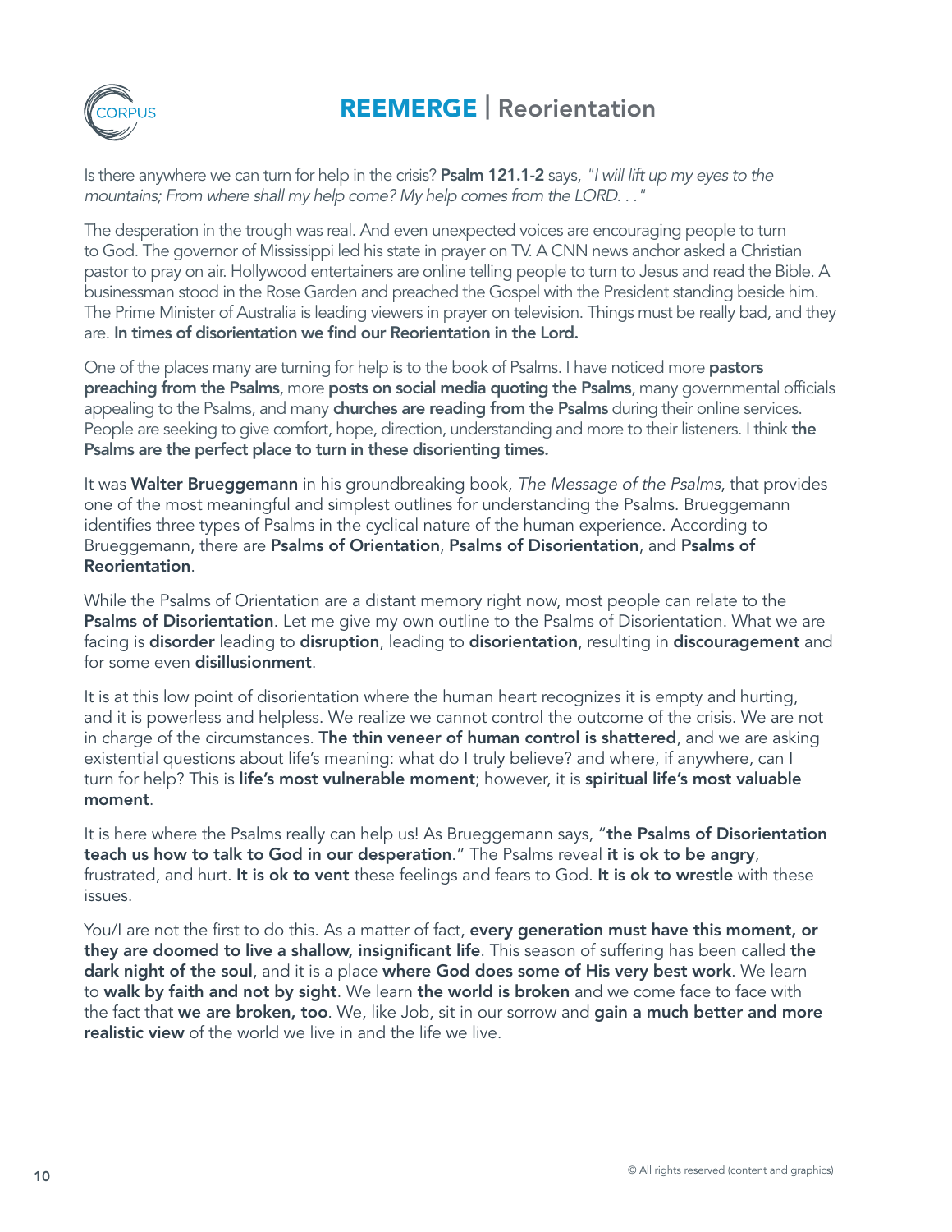# **REEMERGE** | Reorientation

Is there anywhere we can turn for help in the crisis? **Psalm 121.1-2** says, *"I will lift up my eyes to the mountains; From where shall my help come? My help comes from the LORD. . ."*

The desperation in the trough was real. And even unexpected voices are encouraging people to turn to God. The governor of Mississippi led his state in prayer on TV. A CNN news anchor asked a Christian pastor to pray on air. Hollywood entertainers are online telling people to turn to Jesus and read the Bible. A businessman stood in the Rose Garden and preached the Gospel with the President standing beside him. The Prime Minister of Australia is leading viewers in prayer on television. Things must be really bad, and they are. **In times of disorientation we find our Reorientation in the Lord.**

One of the places many are turning for help is to the book of Psalms. I have noticed more **pastors preaching from the Psalms**, more **posts on social media quoting the Psalms**, many governmental officials appealing to the Psalms, and many **churches are reading from the Psalms** during their online services. People are seeking to give comfort, hope, direction, understanding and more to their listeners. I think **the Psalms are the perfect place to turn in these disorienting times.**

It was **Walter Brueggemann** in his groundbreaking book, *The Message of the Psalms*, that provides one of the most meaningful and simplest outlines for understanding the Psalms. Brueggemann identifies three types of Psalms in the cyclical nature of the human experience. According to Brueggemann, there are **Psalms of Orientation**, **Psalms of Disorientation**, and **Psalms of Reorientation**.

While the Psalms of Orientation are a distant memory right now, most people can relate to the **Psalms of Disorientation**. Let me give my own outline to the Psalms of Disorientation. What we are facing is **disorder** leading to **disruption**, leading to **disorientation**, resulting in **discouragement** and for some even **disillusionment**.

It is at this low point of disorientation where the human heart recognizes it is empty and hurting, and it is powerless and helpless. We realize we cannot control the outcome of the crisis. We are not in charge of the circumstances. **The thin veneer of human control is shattered**, and we are asking existential questions about life's meaning: what do I truly believe? and where, if anywhere, can I turn for help? This is **life's most vulnerable moment**; however, it is **spiritual life's most valuable moment**.

It is here where the Psalms really can help us! As Brueggemann says, "**the Psalms of Disorientation teach us how to talk to God in our desperation**." The Psalms reveal **it is ok to be angry**, frustrated, and hurt. **It is ok to vent** these feelings and fears to God. **It is ok to wrestle** with these issues.

You/I are not the first to do this. As a matter of fact, **every generation must have this moment, or they are doomed to live a shallow, insignificant life**. This season of suffering has been called **the dark night of the soul**, and it is a place **where God does some of His very best work**. We learn to **walk by faith and not by sight**. We learn **the world is broken** and we come face to face with the fact that **we are broken, too**. We, like Job, sit in our sorrow and **gain a much better and more realistic view** of the world we live in and the life we live.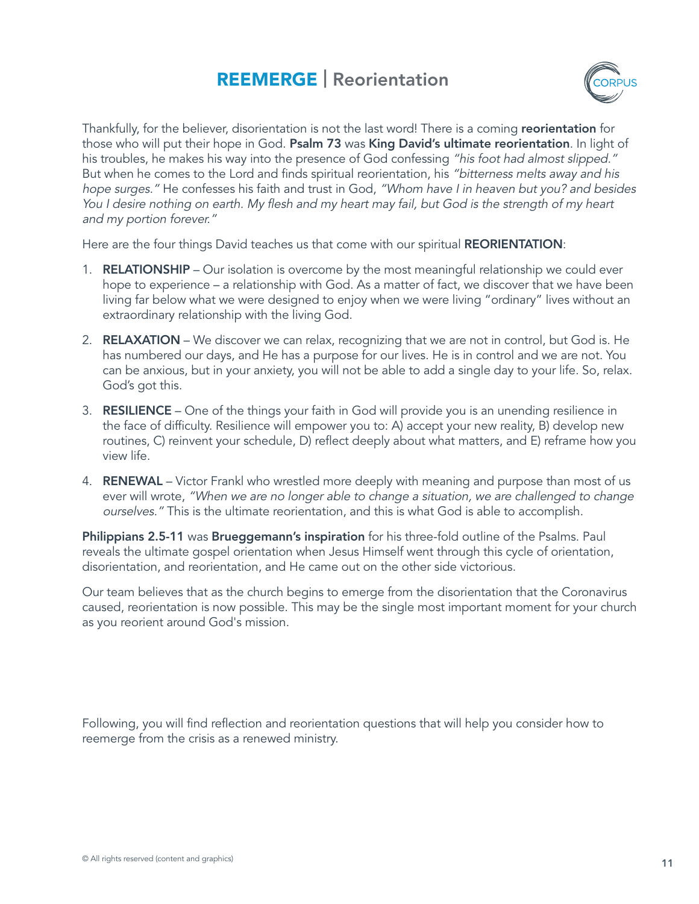# **REEMERGE** | Reorientation

Thankfully, for the believer, disorientation is not the last word! There is a coming **reorientation** for those who will put their hope in God. **Psalm 73** was **King David's ultimate reorientation**. In light of his troubles, he makes his way into the presence of God confessing *"his foot had almost slipped."* But when he comes to the Lord and finds spiritual reorientation, his *"bitterness melts away and his hope surges."* He confesses his faith and trust in God, *"Whom have I in heaven but you? and besides You I desire nothing on earth. My flesh and my heart may fail, but God is the strength of my heart and my portion forever."*

Here are the four things David teaches us that come with our spiritual **REORIENTATION**:

1. **RELATIONSHIP** – Our isolation is overcome by the most meaningful relationship we could ever hope to experience – a relationship with God. As a matter of fact, we discover that we have been living far below what we were designed to enjoy when we were living "ordinary" lives without an extraordinary relationship with the living God.

2. **RELAXATION** – We discover we can relax, recognizing that we are not in control, but God is. He has numbered our days, and He has a purpose for our lives. He is in control and we are not. You can be anxious, but in your anxiety, you will not be able to add a single day to your life. So, relax. God's got this.

3. **RESILIENCE** – One of the things your faith in God will provide you is an unending resilience in the face of difficulty. Resilience will empower you to: A) accept your new reality, B) develop new routines, C) reinvent your schedule, D) reflect deeply about what matters, and E) reframe how you view life.

4. **RENEWAL** – Victor Frankl who wrestled more deeply with meaning and purpose than most of us ever will wrote, *"When we are no longer able to change a situation, we are challenged to change ourselves."* This is the ultimate reorientation, and this is what God is able to accomplish.

**Philippians 2.5-11** was **Brueggemann's inspiration** for his three-fold outline of the Psalms. Paul reveals the ultimate gospel orientation when Jesus Himself went through this cycle of orientation, disorientation, and reorientation, and He came out on the other side victorious.

Our team believes that as the church begins to emerge from the disorientation that the Coronavirus caused, reorientation is now possible. This may be the single most important moment for your church as you reorient around God's mission.

Following, you will find reflection and reorientation questions that will help you consider how to reemerge from the crisis as a renewed ministry.

© All rights reserved (content and graphics)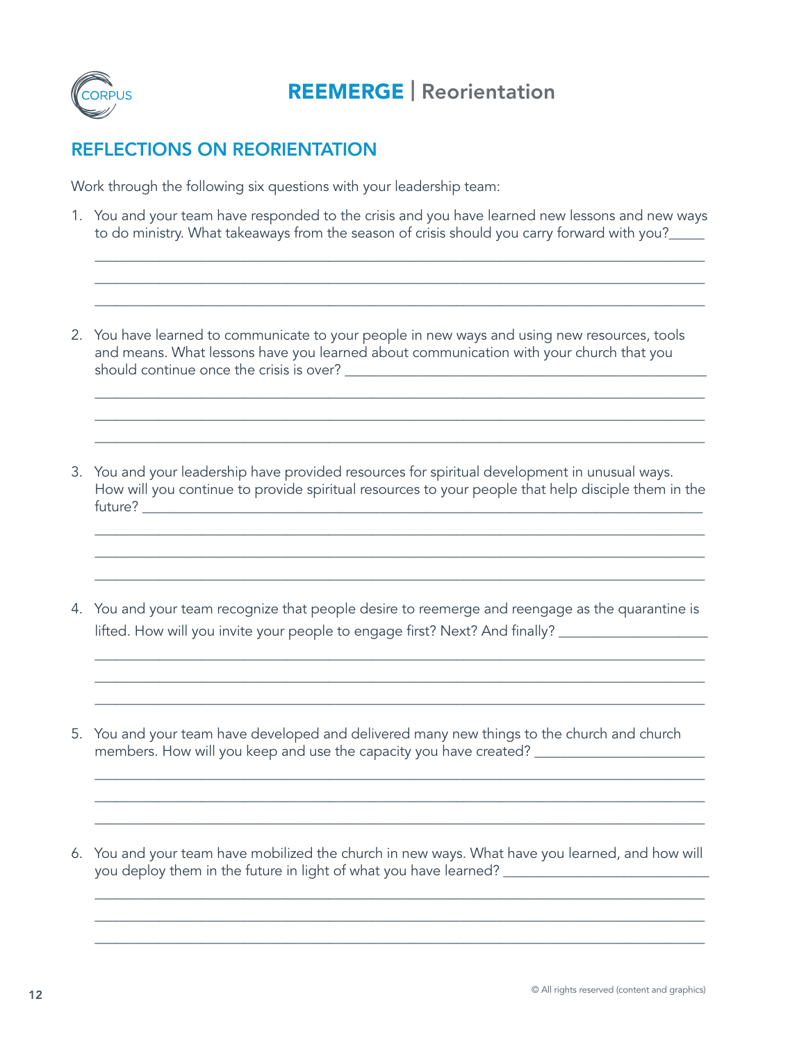# REEMERGE | Reorientation

## REFLECTIONS ON REORIENTATION

Work through the following six questions with your leadership team:

1. You and your team have responded to the crisis and you have learned new lessons and new ways to do ministry. What takeaways from the season of crisis should you carry forward with you?_____

______________________________________________________________________________

______________________________________________________________________________

______________________________________________________________________________

2. You have learned to communicate to your people in new ways and using new resources, tools and means. What lessons have you learned about communication with your church that you should continue once the crisis is over? ____________________________________________

______________________________________________________________________________

______________________________________________________________________________

______________________________________________________________________________

3. You and your leadership have provided resources for spiritual development in unusual ways. How will you continue to provide spiritual resources to your people that help disciple them in the future? ______________________________________________________________________

______________________________________________________________________________

______________________________________________________________________________

______________________________________________________________________________

4. You and your team recognize that people desire to reemerge and reengage as the quarantine is lifted. How will you invite your people to engage first? Next? And finally? ___________________

______________________________________________________________________________

______________________________________________________________________________

______________________________________________________________________________

5. You and your team have developed and delivered many new things to the church and church members. How will you keep and use the capacity you have created? ______________________

______________________________________________________________________________

______________________________________________________________________________

______________________________________________________________________________

6. You and your team have mobilized the church in new ways. What have you learned, and how will you deploy them in the future in light of what you have learned? ___________________________

______________________________________________________________________________

______________________________________________________________________________

______________________________________________________________________________

© All rights reserved (content and graphics)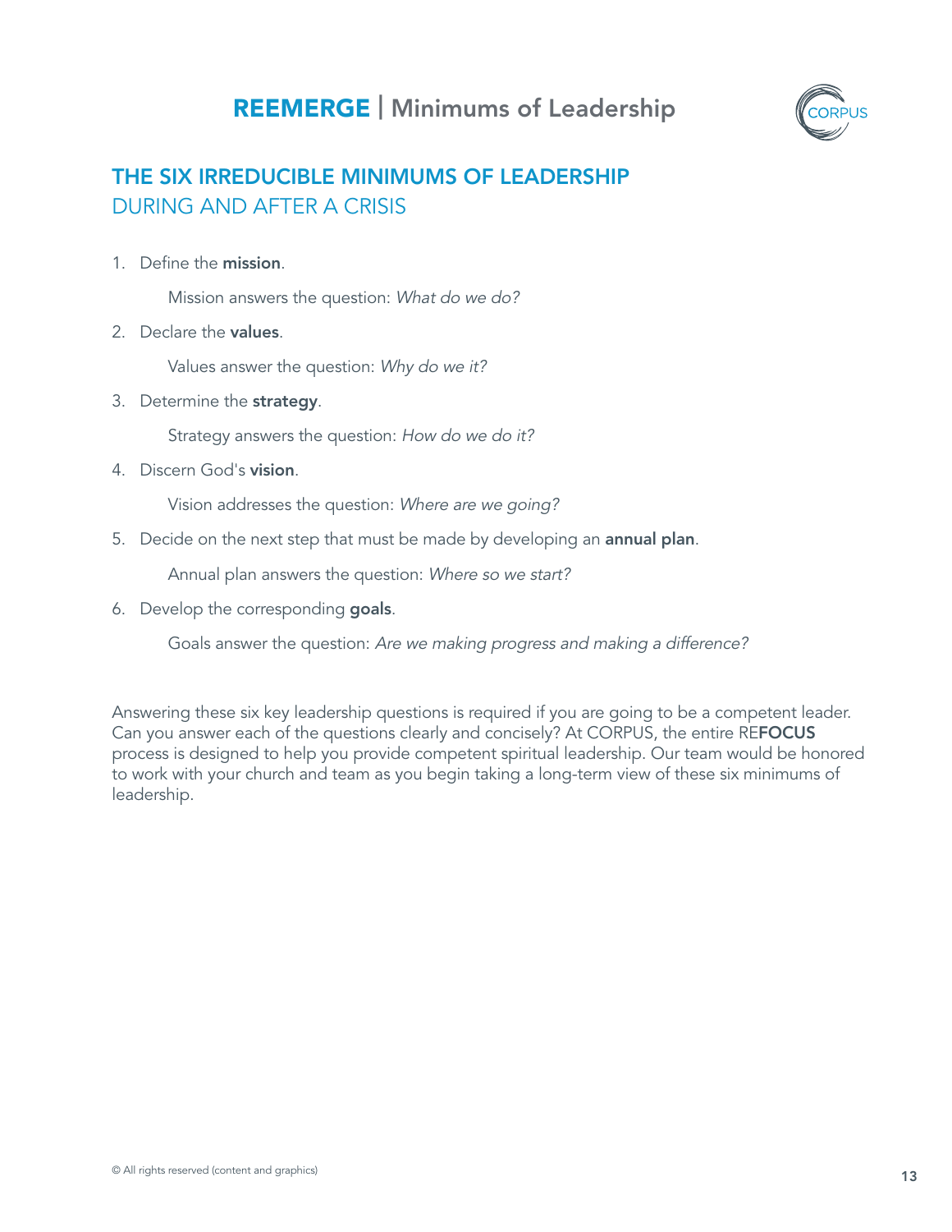# THE SIX IRREDUCIBLE MINIMUMS OF LEADERSHIP
## DURING AND AFTER A CRISIS

1. Define the **mission**.

   Mission answers the question: *What do we do?*

2. Declare the **values**.

   Values answer the question: *Why do we it?*

3. Determine the **strategy**.

   Strategy answers the question: *How do we do it?*

4. Discern God's **vision**.

   Vision addresses the question: *Where are we going?*

5. Decide on the next step that must be made by developing an **annual plan**.

   Annual plan answers the question: *Where so we start?*

6. Develop the corresponding **goals**.

   Goals answer the question: *Are we making progress and making a difference?*

Answering these six key leadership questions is required if you are going to be a competent leader. Can you answer each of the questions clearly and concisely? At CORPUS, the entire RE**FOCUS** process is designed to help you provide competent spiritual leadership. Our team would be honored to work with your church and team as you begin taking a long-term view of these six minimums of leadership.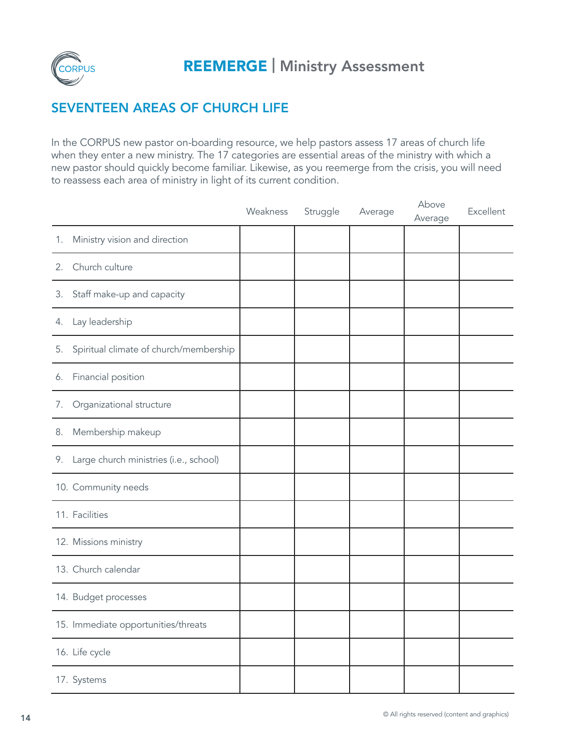CORPUS

# REEMERGE | Ministry Assessment

## SEVENTEEN AREAS OF CHURCH LIFE

In the CORPUS new pastor on-boarding resource, we help pastors assess 17 areas of church life when they enter a new ministry. The 17 categories are essential areas of the ministry with which a new pastor should quickly become familiar. Likewise, as you reemerge from the crisis, you will need to reassess each area of ministry in light of its current condition.

| | Weakness | Struggle | Average | Above Average | Excellent |
|---|---|---|---|---|---|
| 1. Ministry vision and direction | | | | | |
| 2. Church culture | | | | | |
| 3. Staff make-up and capacity | | | | | |
| 4. Lay leadership | | | | | |
| 5. Spiritual climate of church/membership | | | | | |
| 6. Financial position | | | | | |
| 7. Organizational structure | | | | | |
| 8. Membership makeup | | | | | |
| 9. Large church ministries (i.e., school) | | | | | |
| 10. Community needs | | | | | |
| 11. Facilities | | | | | |
| 12. Missions ministry | | | | | |
| 13. Church calendar | | | | | |
| 14. Budget processes | | | | | |
| 15. Immediate opportunities/threats | | | | | |
| 16. Life cycle | | | | | |
| 17. Systems | | | | | |

© All rights reserved (content and graphics)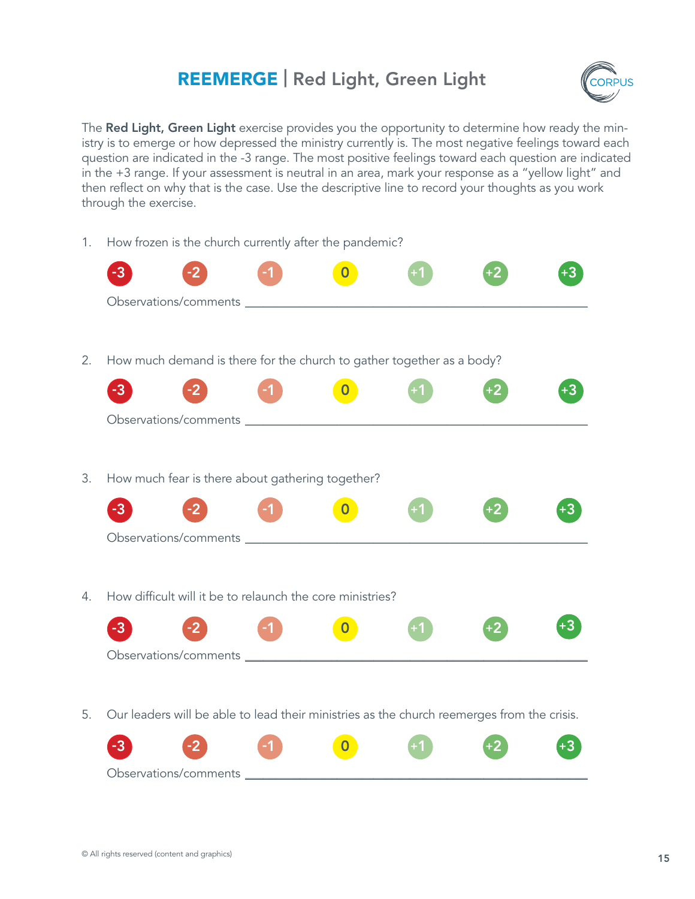# **REEMERGE** | Red Light, Green Light

The **Red Light, Green Light** exercise provides you the opportunity to determine how ready the ministry is to emerge or how depressed the ministry currently is. The most negative feelings toward each question are indicated in the -3 range. The most positive feelings toward each question are indicated in the +3 range. If your assessment is neutral in an area, mark your response as a "yellow light" and then reflect on why that is the case. Use the descriptive line to record your thoughts as you work through the exercise.

1. How frozen is the church currently after the pandemic?

   -3 -2 -1 0 +1 +2 +3

   Observations/comments ___________________________________________

2. How much demand is there for the church to gather together as a body?

   -3 -2 -1 0 +1 +2 +3

   Observations/comments ___________________________________________

3. How much fear is there about gathering together?

   -3 -2 -1 0 +1 +2 +3

   Observations/comments ___________________________________________

4. How difficult will it be to relaunch the core ministries?

   -3 -2 -1 0 +1 +2 +3

   Observations/comments ___________________________________________

5. Our leaders will be able to lead their ministries as the church reemerges from the crisis.

   -3 -2 -1 0 +1 +2 +3

   Observations/comments ___________________________________________

© All rights reserved (content and graphics)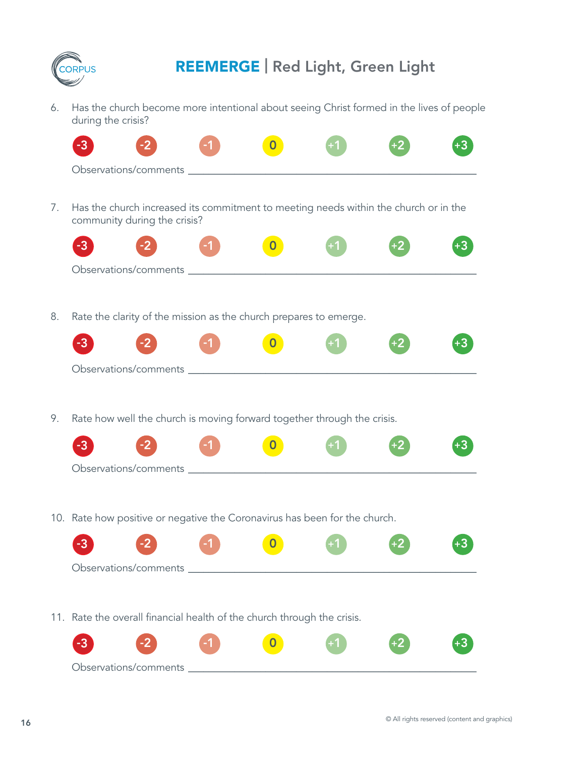6. Has the church become more intentional about seeing Christ formed in the lives of people during the crisis?

   -3 -2 -1 0 +1 +2 +3

   Observations/comments ______________________________________________

7. Has the church increased its commitment to meeting needs within the church or in the community during the crisis?

   -3 -2 -1 0 +1 +2 +3

   Observations/comments ______________________________________________

8. Rate the clarity of the mission as the church prepares to emerge.

   -3 -2 -1 0 +1 +2 +3

   Observations/comments ______________________________________________

9. Rate how well the church is moving forward together through the crisis.

   -3 -2 -1 0 +1 +2 +3

   Observations/comments ______________________________________________

10. Rate how positive or negative the Coronavirus has been for the church.

    -3 -2 -1 0 +1 +2 +3

    Observations/comments ______________________________________________

11. Rate the overall financial health of the church through the crisis.

    -3 -2 -1 0 +1 +2 +3

    Observations/comments ______________________________________________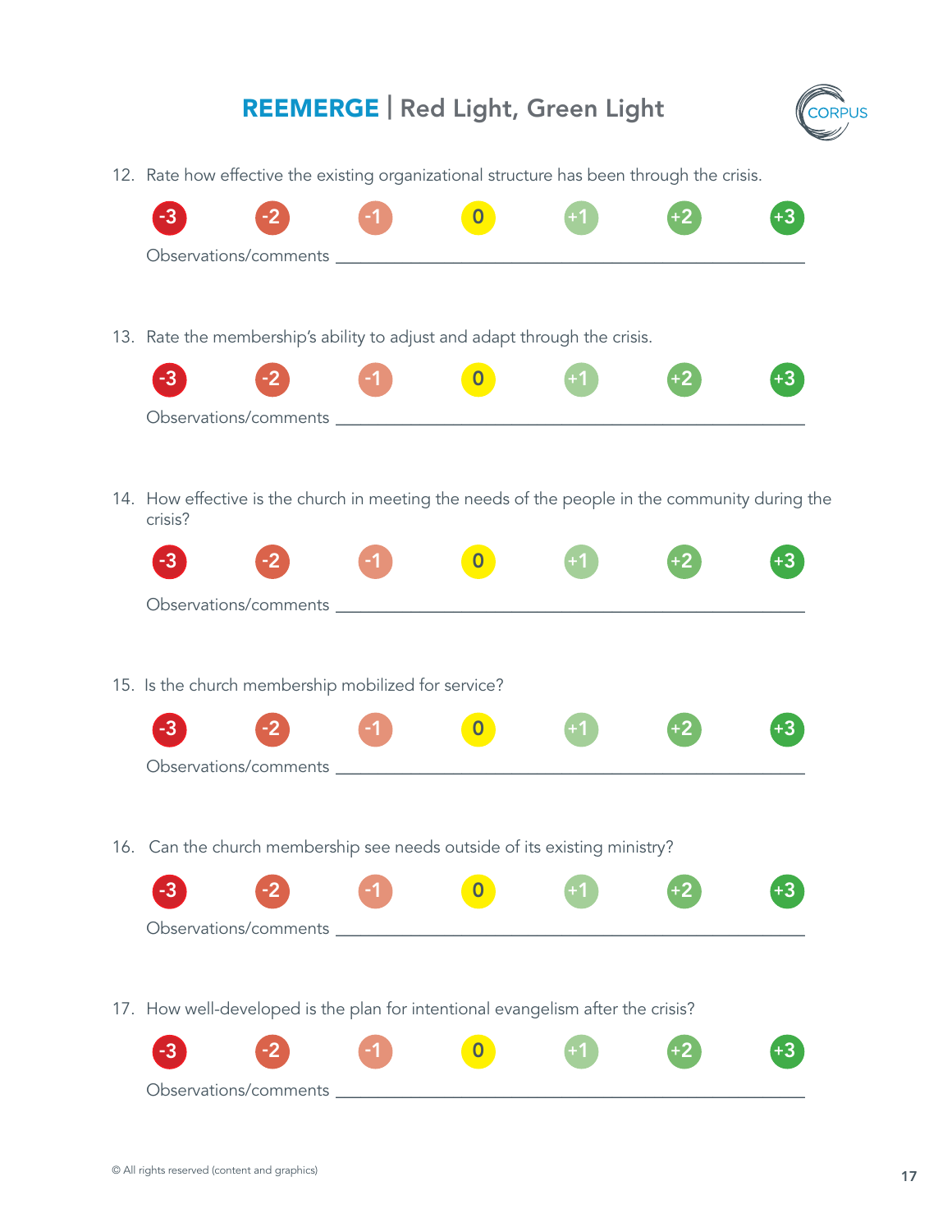# **REEMERGE** | Red Light, Green Light

12. Rate how effective the existing organizational structure has been through the crisis.

-3 -2 -1 0 +1 +2 +3

Observations/comments ____________________________________________

13. Rate the membership's ability to adjust and adapt through the crisis.

-3 -2 -1 0 +1 +2 +3

Observations/comments ____________________________________________

14. How effective is the church in meeting the needs of the people in the community during the crisis?

-3 -2 -1 0 +1 +2 +3

Observations/comments ____________________________________________

15. Is the church membership mobilized for service?

-3 -2 -1 0 +1 +2 +3

Observations/comments ____________________________________________

16. Can the church membership see needs outside of its existing ministry?

-3 -2 -1 0 +1 +2 +3

Observations/comments ____________________________________________

17. How well-developed is the plan for intentional evangelism after the crisis?

-3 -2 -1 0 +1 +2 +3

Observations/comments ____________________________________________

© All rights reserved (content and graphics)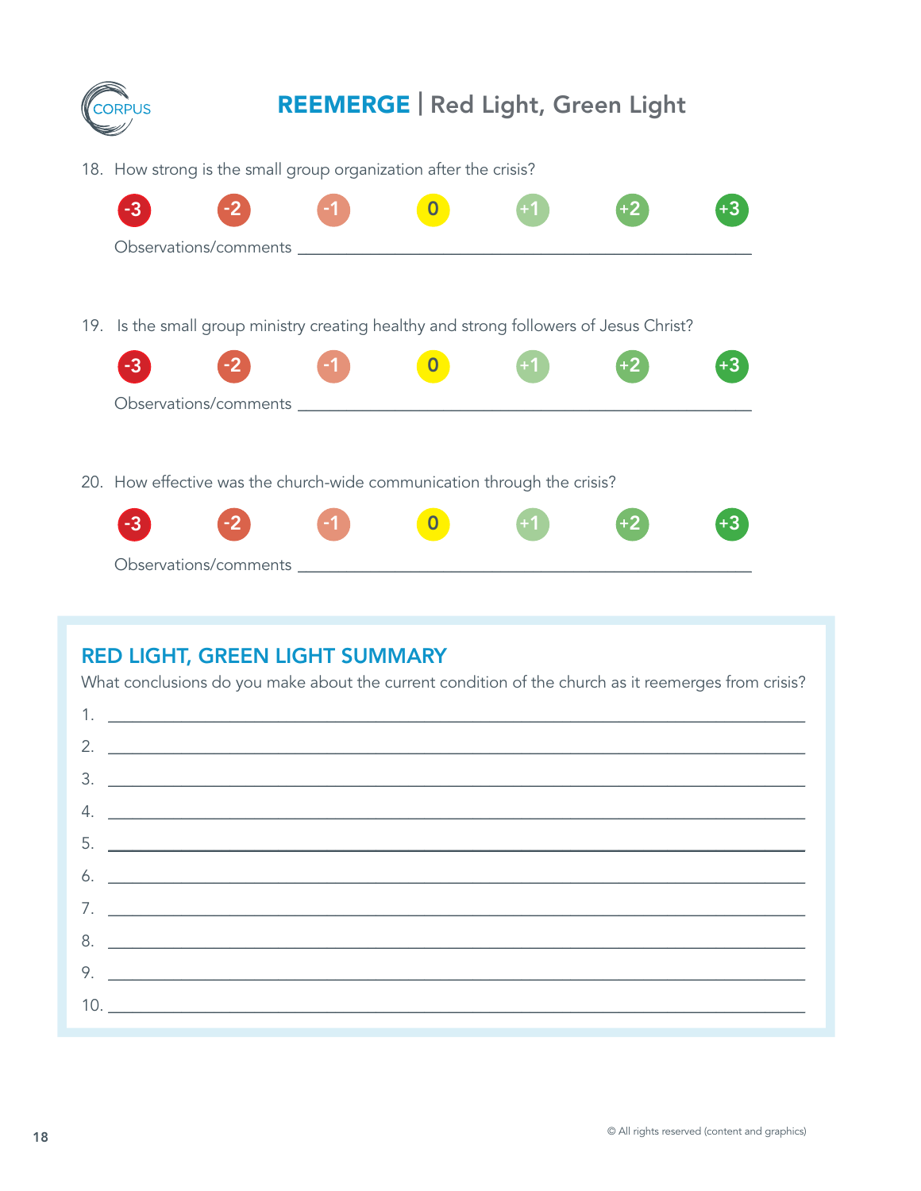# REEMERGE | Red Light, Green Light

18. How strong is the small group organization after the crisis?

-3 -2 -1 0 +1 +2 +3

Observations/comments ______________________________________________

19. Is the small group ministry creating healthy and strong followers of Jesus Christ?

-3 -2 -1 0 +1 +2 +3

Observations/comments ______________________________________________

20. How effective was the church-wide communication through the crisis?

-3 -2 -1 0 +1 +2 +3

Observations/comments ______________________________________________

## RED LIGHT, GREEN LIGHT SUMMARY

What conclusions do you make about the current condition of the church as it reemerges from crisis?

1. ______________________________________________
2. ______________________________________________
3. ______________________________________________
4. ______________________________________________
5. ______________________________________________
6. ______________________________________________
7. ______________________________________________
8. ______________________________________________
9. ______________________________________________
10. ______________________________________________

© All rights reserved (content and graphics)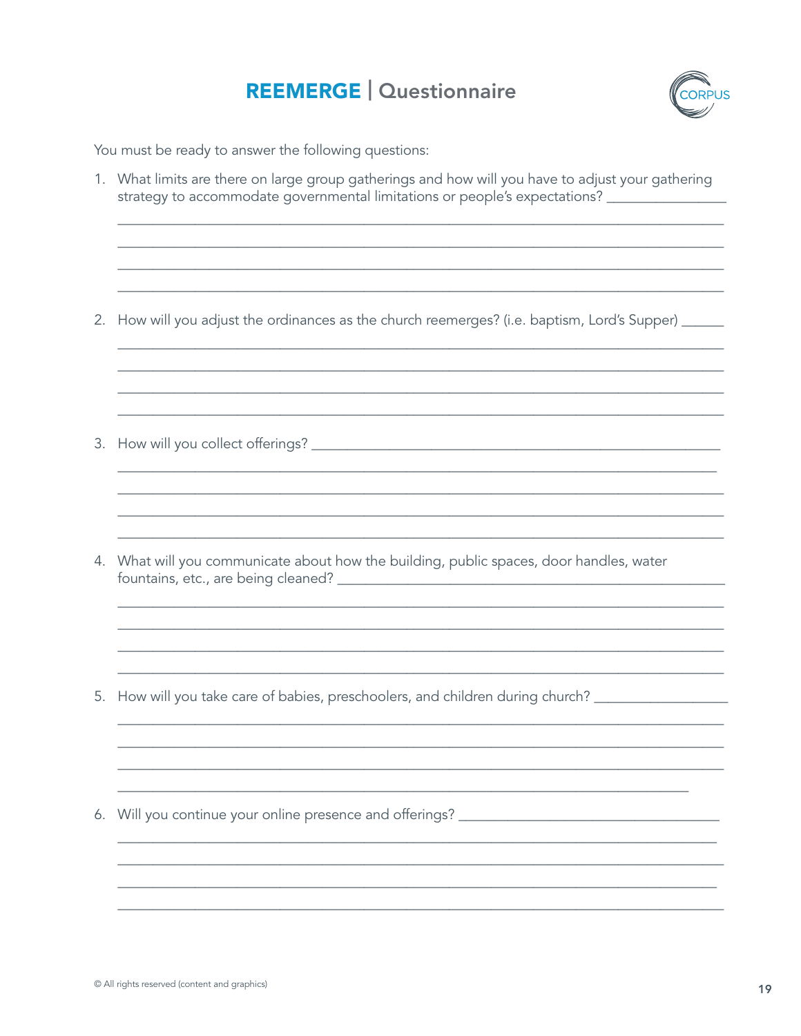# **REEMERGE** | Questionnaire

You must be ready to answer the following questions:

1. What limits are there on large group gatherings and how will you have to adjust your gathering strategy to accommodate governmental limitations or people's expectations? _______________

_______________________________________________________________________________

_______________________________________________________________________________

_______________________________________________________________________________

_______________________________________________________________________________

2. How will you adjust the ordinances as the church reemerges? (i.e. baptism, Lord's Supper) ______

_______________________________________________________________________________

_______________________________________________________________________________

_______________________________________________________________________________

_______________________________________________________________________________

3. How will you collect offerings? _______________________________________________________

_______________________________________________________________________________

_______________________________________________________________________________

_______________________________________________________________________________

_______________________________________________________________________________

4. What will you communicate about how the building, public spaces, door handles, water fountains, etc., are being cleaned? _______________________________________________

_______________________________________________________________________________

_______________________________________________________________________________

_______________________________________________________________________________

_______________________________________________________________________________

5. How will you take care of babies, preschoolers, and children during church? _________________

_______________________________________________________________________________

_______________________________________________________________________________

_______________________________________________________________________________

_______________________________________________________________________________

6. Will you continue your online presence and offerings? __________________________________

_______________________________________________________________________________

_______________________________________________________________________________

_______________________________________________________________________________

_______________________________________________________________________________

© All rights reserved (content and graphics)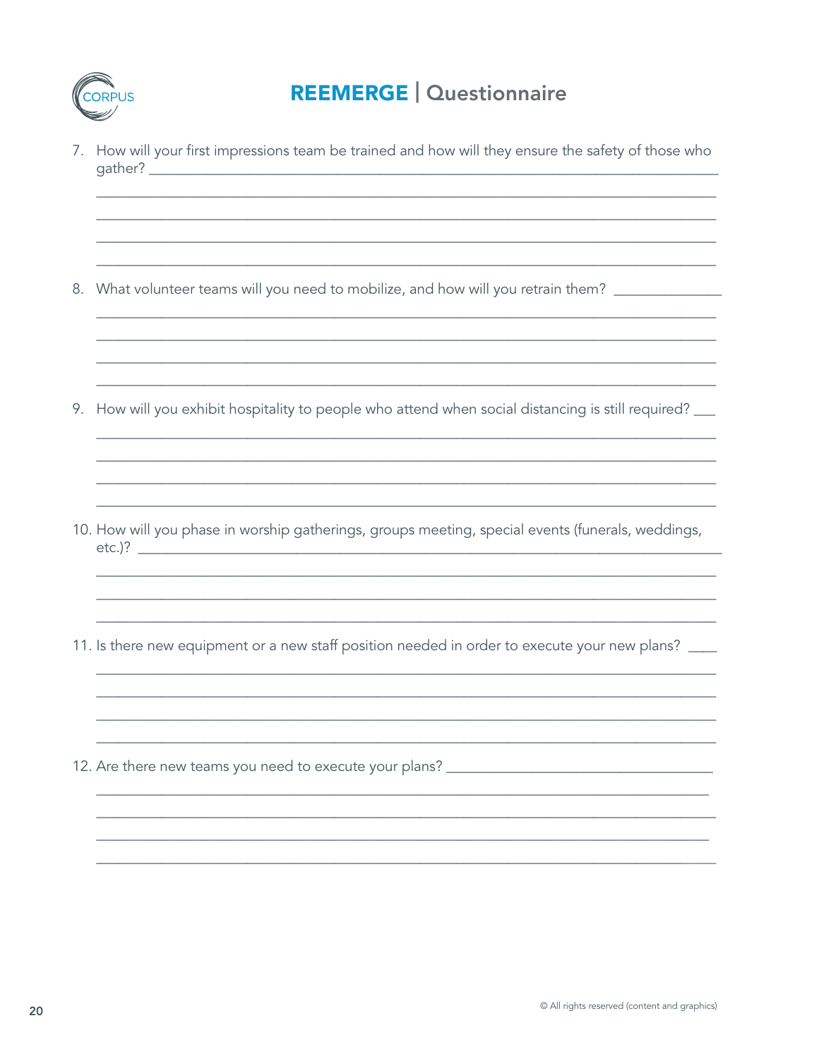7. How will your first impressions team be trained and how will they ensure the safety of those who gather?

8. What volunteer teams will you need to mobilize, and how will you retrain them?

9. How will you exhibit hospitality to people who attend when social distancing is still required?

10. How will you phase in worship gatherings, groups meeting, special events (funerals, weddings, etc.)?

11. Is there new equipment or a new staff position needed in order to execute your new plans?

12. Are there new teams you need to execute your plans?

© All rights reserved (content and graphics)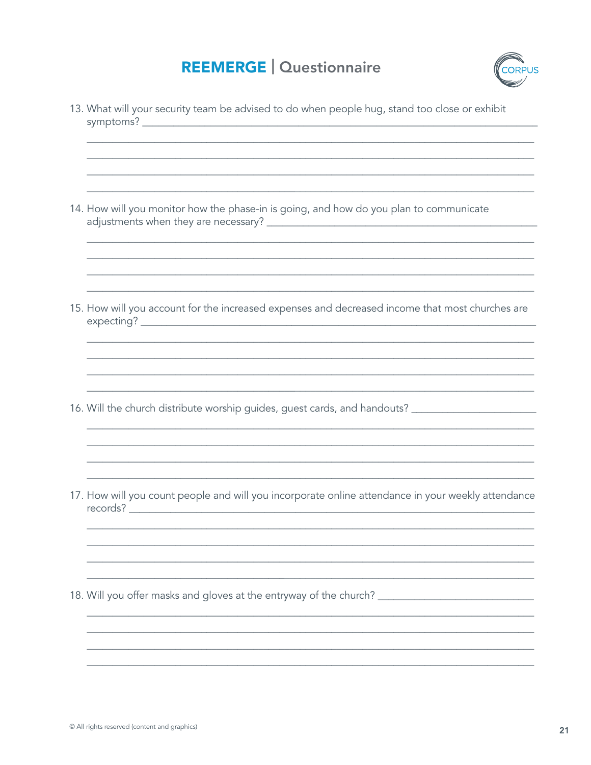# REEMERGE | Questionnaire

13. What will your security team be advised to do when people hug, stand too close or exhibit symptoms? ______________________________________________

______________________________________________

______________________________________________

______________________________________________

______________________________________________

14. How will you monitor how the phase-in is going, and how do you plan to communicate adjustments when they are necessary? ______________________________________________

______________________________________________

______________________________________________

______________________________________________

______________________________________________

15. How will you account for the increased expenses and decreased income that most churches are expecting? ______________________________________________

______________________________________________

______________________________________________

______________________________________________

______________________________________________

16. Will the church distribute worship guides, guest cards, and handouts? ______________________

______________________________________________

______________________________________________

______________________________________________

______________________________________________

17. How will you count people and will you incorporate online attendance in your weekly attendance records? ______________________________________________

______________________________________________

______________________________________________

______________________________________________

______________________________________________

18. Will you offer masks and gloves at the entryway of the church? ______________________

______________________________________________

______________________________________________

______________________________________________

______________________________________________

© All rights reserved (content and graphics)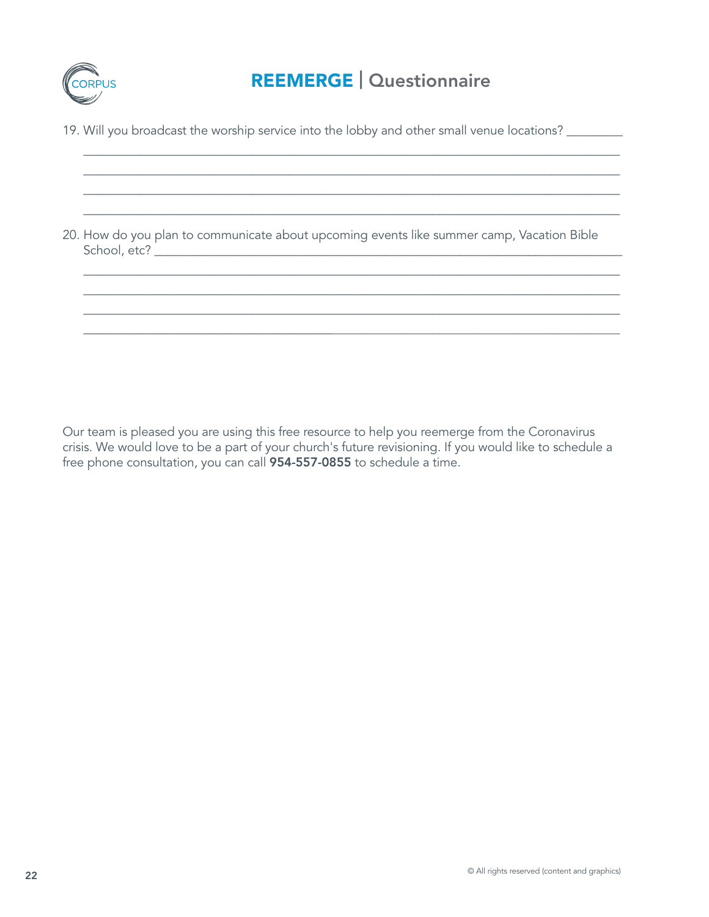# REEMERGE | Questionnaire

19. Will you broadcast the worship service into the lobby and other small venue locations? ________

_______________________________________________________________________________

_______________________________________________________________________________

_______________________________________________________________________________

_______________________________________________________________________________

20. How do you plan to communicate about upcoming events like summer camp, Vacation Bible School, etc? ____________________________________________________________

_______________________________________________________________________________

_______________________________________________________________________________

_______________________________________________________________________________

_______________________________________________________________________________

Our team is pleased you are using this free resource to help you reemerge from the Coronavirus crisis. We would love to be a part of your church's future revisioning. If you would like to schedule a free phone consultation, you can call **954-557-0855** to schedule a time.

© All rights reserved (content and graphics)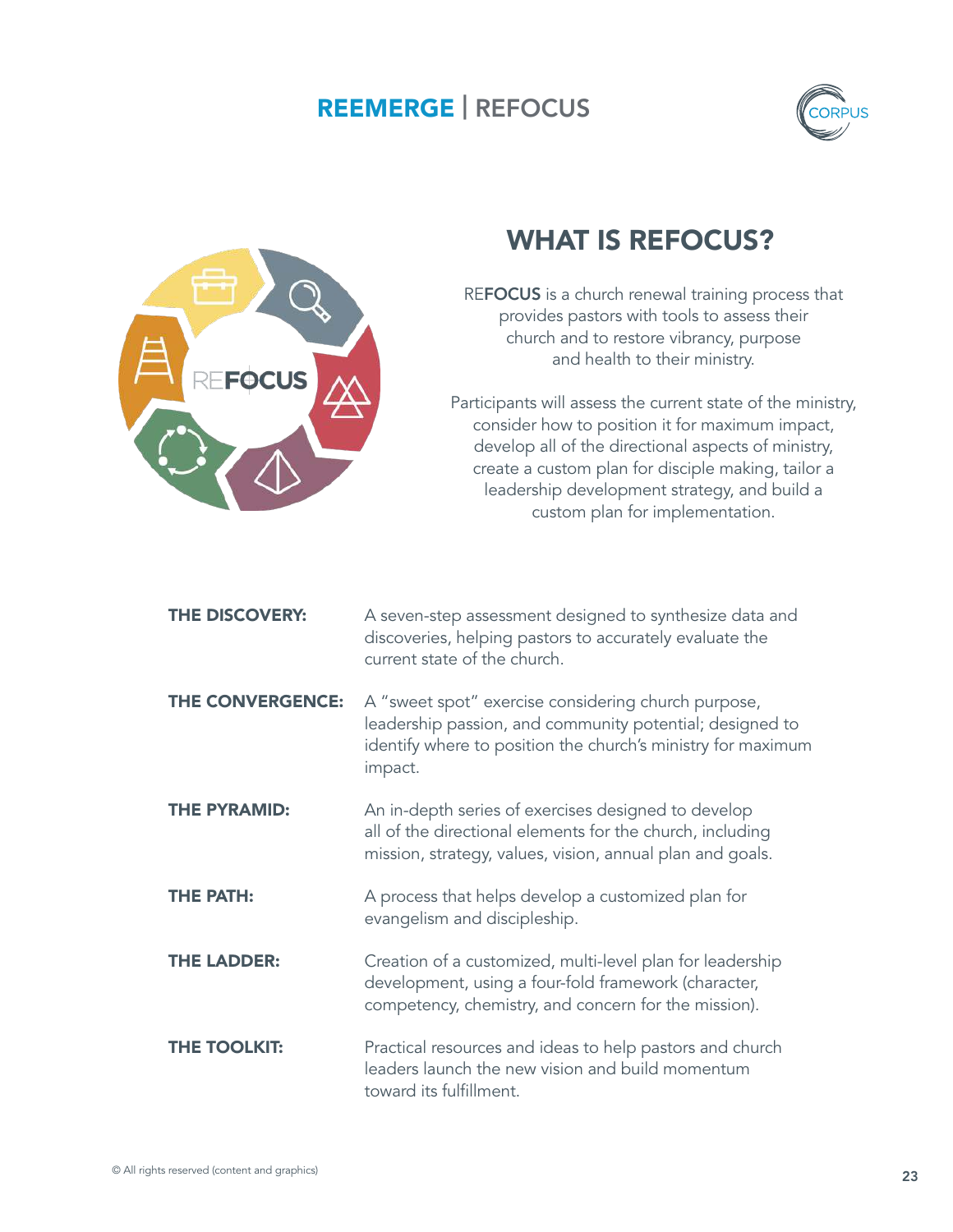# REEMERGE | REFOCUS

## WHAT IS REFOCUS?

RE**FOCUS** is a church renewal training process that provides pastors with tools to assess their church and to restore vibrancy, purpose and health to their ministry.

Participants will assess the current state of the ministry, consider how to position it for maximum impact, develop all of the directional aspects of ministry, create a custom plan for disciple making, tailor a leadership development strategy, and build a custom plan for implementation.

**THE DISCOVERY:** A seven-step assessment designed to synthesize data and discoveries, helping pastors to accurately evaluate the current state of the church.

**THE CONVERGENCE:** A "sweet spot" exercise considering church purpose, leadership passion, and community potential; designed to identify where to position the church's ministry for maximum impact.

**THE PYRAMID:** An in-depth series of exercises designed to develop all of the directional elements for the church, including mission, strategy, values, vision, annual plan and goals.

**THE PATH:** A process that helps develop a customized plan for evangelism and discipleship.

**THE LADDER:** Creation of a customized, multi-level plan for leadership development, using a four-fold framework (character, competency, chemistry, and concern for the mission).

**THE TOOLKIT:** Practical resources and ideas to help pastors and church leaders launch the new vision and build momentum toward its fulfillment.

© All rights reserved (content and graphics)